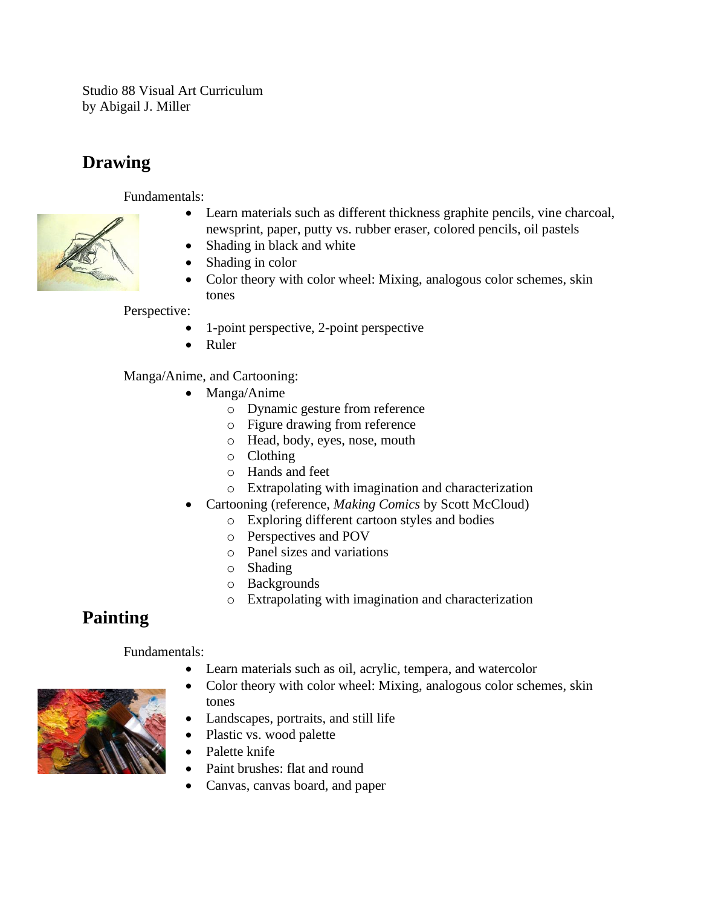Studio 88 Visual Art Curriculum
by Abigail J. Miller

## Drawing

Fundamentals:

- Learn materials such as different thickness graphite pencils, vine charcoal, newsprint, paper, putty vs. rubber eraser, colored pencils, oil pastels
- Shading in black and white
- Shading in color
- Color theory with color wheel: Mixing, analogous color schemes, skin tones

Perspective:

- 1-point perspective, 2-point perspective
- Ruler

Manga/Anime, and Cartooning:

- Manga/Anime
  - Dynamic gesture from reference
  - Figure drawing from reference
  - Head, body, eyes, nose, mouth
  - Clothing
  - Hands and feet
  - Extrapolating with imagination and characterization
- Cartooning (reference, *Making Comics* by Scott McCloud)
  - Exploring different cartoon styles and bodies
  - Perspectives and POV
  - Panel sizes and variations
  - Shading
  - Backgrounds
  - Extrapolating with imagination and characterization

## Painting

Fundamentals:

- Learn materials such as oil, acrylic, tempera, and watercolor
- Color theory with color wheel: Mixing, analogous color schemes, skin tones
- Landscapes, portraits, and still life
- Plastic vs. wood palette
- Palette knife
- Paint brushes: flat and round
- Canvas, canvas board, and paper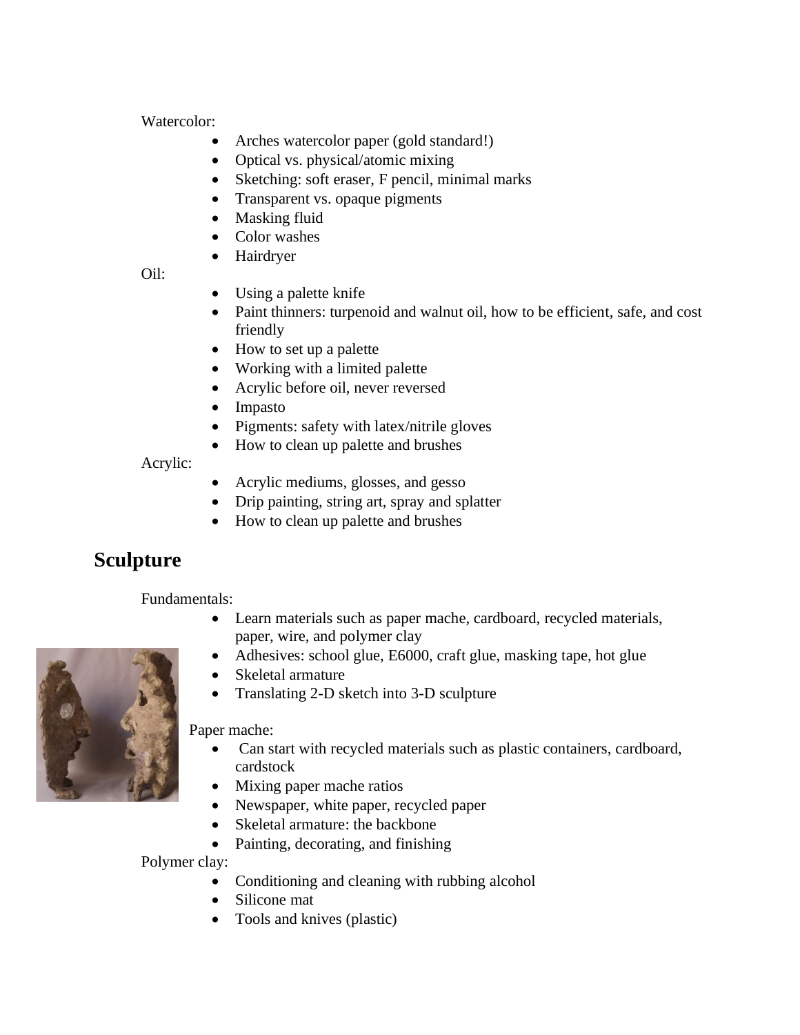Watercolor:

- Arches watercolor paper (gold standard!)
- Optical vs. physical/atomic mixing
- Sketching: soft eraser, F pencil, minimal marks
- Transparent vs. opaque pigments
- Masking fluid
- Color washes
- Hairdryer

Oil:

- Using a palette knife
- Paint thinners: turpenoid and walnut oil, how to be efficient, safe, and cost friendly
- How to set up a palette
- Working with a limited palette
- Acrylic before oil, never reversed
- Impasto
- Pigments: safety with latex/nitrile gloves
- How to clean up palette and brushes

Acrylic:

- Acrylic mediums, glosses, and gesso
- Drip painting, string art, spray and splatter
- How to clean up palette and brushes

## Sculpture

Fundamentals:

- Learn materials such as paper mache, cardboard, recycled materials, paper, wire, and polymer clay
- Adhesives: school glue, E6000, craft glue, masking tape, hot glue
- Skeletal armature
- Translating 2-D sketch into 3-D sculpture

Paper mache:

- Can start with recycled materials such as plastic containers, cardboard, cardstock
- Mixing paper mache ratios
- Newspaper, white paper, recycled paper
- Skeletal armature: the backbone
- Painting, decorating, and finishing

Polymer clay:

- Conditioning and cleaning with rubbing alcohol
- Silicone mat
- Tools and knives (plastic)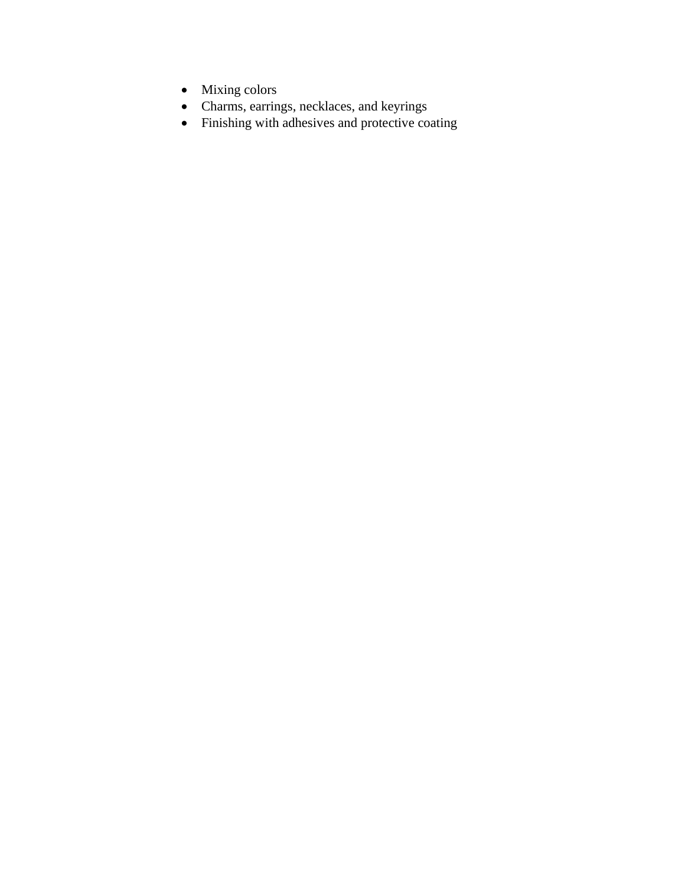- Mixing colors
- Charms, earrings, necklaces, and keyrings
- Finishing with adhesives and protective coating